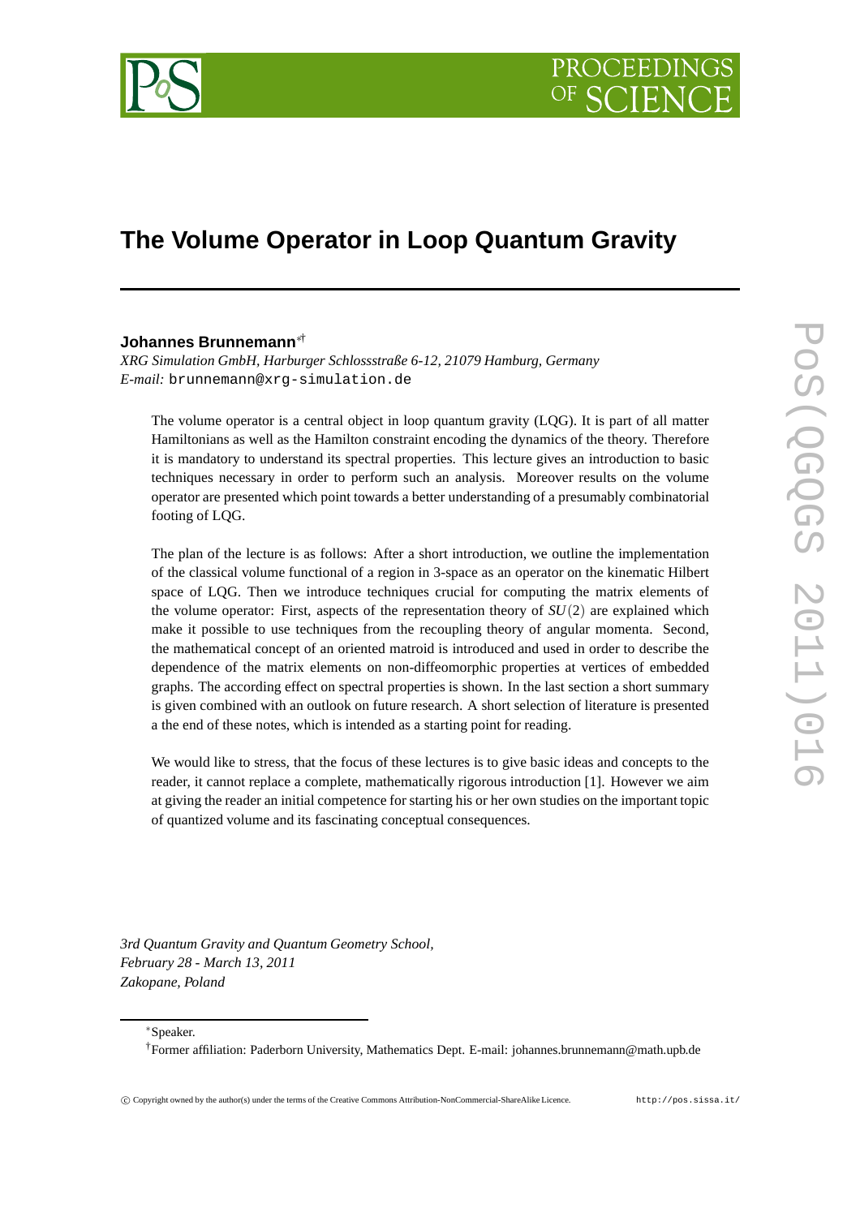# The Volume Operator in Loop Quantum Gravity

**Johannes Brunnemann**[*,†]

*XRG Simulation GmbH, Harburger Schlossstraße 6-12, 21079 Hamburg, Germany*
*E-mail:* brunnemann@xrg-simulation.de

The volume operator is a central object in loop quantum gravity (LQG). It is part of all matter Hamiltonians as well as the Hamilton constraint encoding the dynamics of the theory. Therefore it is mandatory to understand its spectral properties. This lecture gives an introduction to basic techniques necessary in order to perform such an analysis. Moreover results on the volume operator are presented which point towards a better understanding of a presumably combinatorial footing of LQG.

The plan of the lecture is as follows: After a short introduction, we outline the implementation of the classical volume functional of a region in 3-space as an operator on the kinematic Hilbert space of LQG. Then we introduce techniques crucial for computing the matrix elements of the volume operator: First, aspects of the representation theory of $SU(2)$ are explained which make it possible to use techniques from the recoupling theory of angular momenta. Second, the mathematical concept of an oriented matroid is introduced and used in order to describe the dependence of the matrix elements on non-diffeomorphic properties at vertices of embedded graphs. The according effect on spectral properties is shown. In the last section a short summary is given combined with an outlook on future research. A short selection of literature is presented a the end of these notes, which is intended as a starting point for reading.

We would like to stress, that the focus of these lectures is to give basic ideas and concepts to the reader, it cannot replace a complete, mathematically rigorous introduction [1]. However we aim at giving the reader an initial competence for starting his or her own studies on the important topic of quantized volume and its fascinating conceptual consequences.

*3rd Quantum Gravity and Quantum Geometry School,*
*February 28 - March 13, 2011*
*Zakopane, Poland*

---

[*] Speaker.

[†] Former affiliation: Paderborn University, Mathematics Dept. E-mail: johannes.brunnemann@math.upb.de

© Copyright owned by the author(s) under the terms of the Creative Commons Attribution-NonCommercial-ShareAlike Licence. http://pos.sissa.it/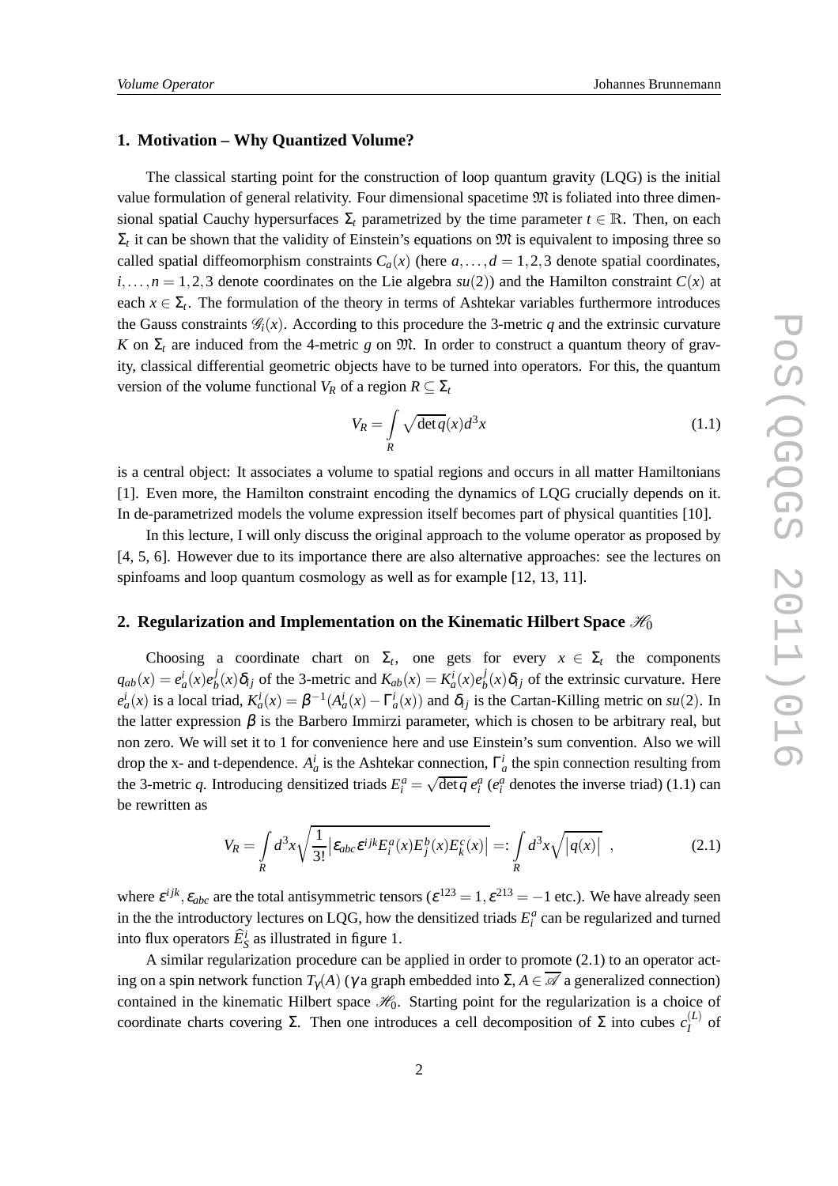## 1. Motivation – Why Quantized Volume?

The classical starting point for the construction of loop quantum gravity (LQG) is the initial value formulation of general relativity. Four dimensional spacetime $\mathfrak{M}$ is foliated into three dimensional spatial Cauchy hypersurfaces $\Sigma_t$ parametrized by the time parameter $t \in \mathbb{R}$. Then, on each $\Sigma_t$ it can be shown that the validity of Einstein's equations on $\mathfrak{M}$ is equivalent to imposing three so called spatial diffeomorphism constraints $C_a(x)$ (here $a,\ldots,d = 1,2,3$ denote spatial coordinates, $i,\ldots,n = 1,2,3$ denote coordinates on the Lie algebra $su(2)$) and the Hamilton constraint $C(x)$ at each $x \in \Sigma_t$. The formulation of the theory in terms of Ashtekar variables furthermore introduces the Gauss constraints $\mathscr{G}_i(x)$. According to this procedure the 3-metric $q$ and the extrinsic curvature $K$ on $\Sigma_t$ are induced from the 4-metric $g$ on $\mathfrak{M}$. In order to construct a quantum theory of gravity, classical differential geometric objects have to be turned into operators. For this, the quantum version of the volume functional $V_R$ of a region $R \subseteq \Sigma_t$

$$V_R = \int_R \sqrt{\det q}(x) d^3x \tag{1.1}$$

is a central object: It associates a volume to spatial regions and occurs in all matter Hamiltonians [1]. Even more, the Hamilton constraint encoding the dynamics of LQG crucially depends on it. In de-parametrized models the volume expression itself becomes part of physical quantities [10].

In this lecture, I will only discuss the original approach to the volume operator as proposed by [4, 5, 6]. However due to its importance there are also alternative approaches: see the lectures on spinfoams and loop quantum cosmology as well as for example [12, 13, 11].

## 2. Regularization and Implementation on the Kinematic Hilbert Space $\mathscr{H}_0$

Choosing a coordinate chart on $\Sigma_t$, one gets for every $x \in \Sigma_t$ the components $q_{ab}(x) = e^i_a(x)e^j_b(x)\delta_{ij}$ of the 3-metric and $K_{ab}(x) = K^i_a(x)e^j_b(x)\delta_{ij}$ of the extrinsic curvature. Here $e^i_a(x)$ is a local triad, $K^i_a(x) = \beta^{-1}(A^i_a(x) - \Gamma^i_a(x))$ and $\delta_{ij}$ is the Cartan-Killing metric on $su(2)$. In the latter expression $\beta$ is the Barbero Immirzi parameter, which is chosen to be arbitrary real, but non zero. We will set it to 1 for convenience here and use Einstein's sum convention. Also we will drop the x- and t-dependence. $A^i_a$ is the Ashtekar connection, $\Gamma^i_a$ the spin connection resulting from the 3-metric $q$. Introducing densitized triads $E^a_i = \sqrt{\det q}\, e^a_i$ ($e^a_i$ denotes the inverse triad) (1.1) can be rewritten as

$$V_R = \int_R d^3x \sqrt{\frac{1}{3!}\left|\varepsilon_{abc}\varepsilon^{ijk}E^a_i(x)E^b_j(x)E^c_k(x)\right|} =: \int_R d^3x \sqrt{|q(x)|} \ , \tag{2.1}$$

where $\varepsilon^{ijk}, \varepsilon_{abc}$ are the total antisymmetric tensors ($\varepsilon^{123} = 1, \varepsilon^{213} = -1$ etc.). We have already seen in the the introductory lectures on LQG, how the densitized triads $E^a_i$ can be regularized and turned into flux operators $\widehat{E}^i_S$ as illustrated in figure 1.

A similar regularization procedure can be applied in order to promote (2.1) to an operator acting on a spin network function $T_\gamma(A)$ ($\gamma$ a graph embedded into $\Sigma$, $A \in \overline{\mathscr{A}}$ a generalized connection) contained in the kinematic Hilbert space $\mathscr{H}_0$. Starting point for the regularization is a choice of coordinate charts covering $\Sigma$. Then one introduces a cell decomposition of $\Sigma$ into cubes $c^{(L)}_I$ of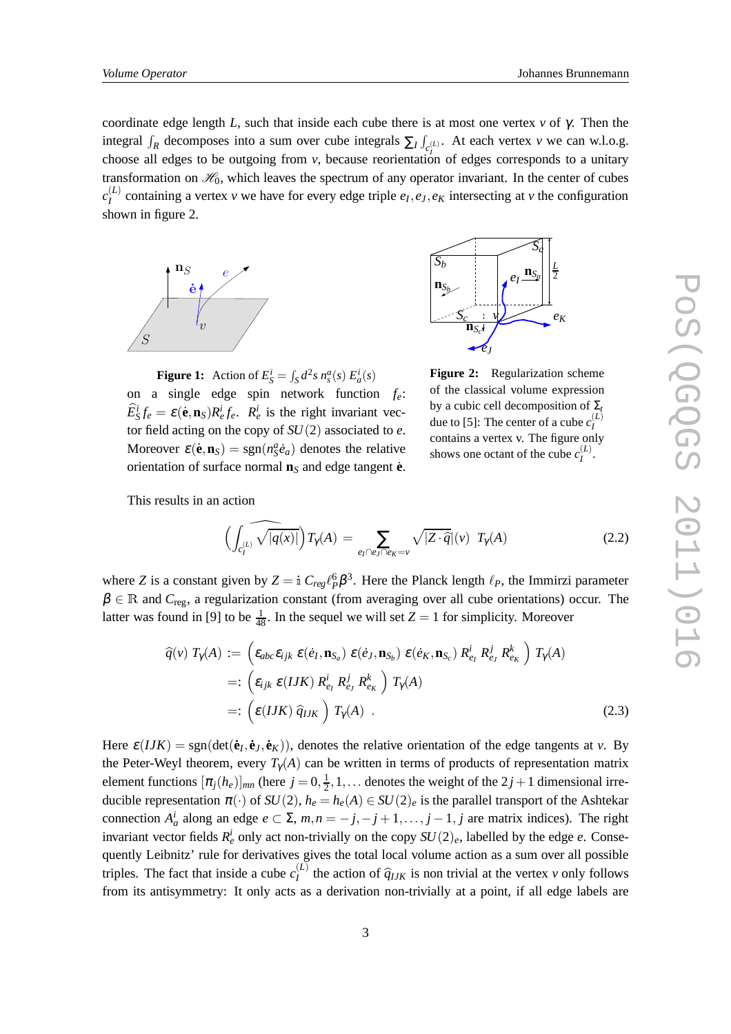coordinate edge length $L$, such that inside each cube there is at most one vertex $v$ of $\gamma$. Then the integral $\int_R$ decomposes into a sum over cube integrals $\sum_I \int_{c_I^{(L)}}$. At each vertex $v$ we can w.l.o.g. choose all edges to be outgoing from $v$, because reorientation of edges corresponds to a unitary transformation on $\mathscr{H}_0$, which leaves the spectrum of any operator invariant. In the center of cubes $c_I^{(L)}$ containing a vertex $v$ we have for every edge triple $e_I, e_J, e_K$ intersecting at $v$ the configuration shown in figure 2.

**Figure 1:** Action of $E_S^i = \int_S d^2s\, n_s^a(s)\, E_a^i(s)$ on a single edge spin network function $f_e$: $\widehat{E}_S^i f_e = \varepsilon(\dot{\mathbf{e}}, \mathbf{n}_S) R_e^i f_e$. $R_e^i$ is the right invariant vector field acting on the copy of $SU(2)$ associated to $e$. Moreover $\varepsilon(\dot{\mathbf{e}}, \mathbf{n}_S) = \mathrm{sgn}(n_S^a \dot{e}_a)$ denotes the relative orientation of surface normal $\mathbf{n}_S$ and edge tangent $\dot{\mathbf{e}}$.

**Figure 2:** Regularization scheme of the classical volume expression by a cubic cell decomposition of $\Sigma_t$ due to [5]: The center of a cube $c_I^{(L)}$ contains a vertex v. The figure only shows one octant of the cube $c_I^{(L)}$.

This results in an action

$$\Big(\widehat{\int_{c_I^{(L)}} \sqrt{|q(x)|}}\Big)\, T_\gamma(A) \;=\; \sum_{e_I \cap e_J \cap e_K = v} \sqrt{|Z \cdot \widehat{q}|}(v)\;\; T_\gamma(A) \tag{2.2}$$

where $Z$ is a constant given by $Z = \mathbb{i}\, C_{reg} \ell_P^6 \beta^3$. Here the Planck length $\ell_P$, the Immirzi parameter $\beta \in \mathbb{R}$ and $C_{\mathrm{reg}}$, a regularization constant (from averaging over all cube orientations) occur. The latter was found in [9] to be $\frac{1}{48}$. In the sequel we will set $Z = 1$ for simplicity. Moreover

$$\begin{aligned}
\widehat{q}(v)\; T_\gamma(A) &:= \Big(\varepsilon_{abc}\varepsilon_{ijk}\; \varepsilon(\dot{e}_I, \mathbf{n}_{S_a})\; \varepsilon(\dot{e}_J, \mathbf{n}_{S_b})\; \varepsilon(\dot{e}_K, \mathbf{n}_{S_c})\; R_{e_I}^i\; R_{e_J}^j\; R_{e_K}^k\Big)\; T_\gamma(A) \\
&=: \Big(\varepsilon_{ijk}\; \varepsilon(IJK)\; R_{e_I}^i\; R_{e_J}^j\; R_{e_K}^k\Big)\; T_\gamma(A) \\
&=: \Big(\varepsilon(IJK)\; \widehat{q}_{IJK}\Big)\; T_\gamma(A)\ .
\end{aligned} \tag{2.3}$$

Here $\varepsilon(IJK) = \mathrm{sgn}(\det(\dot{\mathbf{e}}_I, \dot{\mathbf{e}}_J, \dot{\mathbf{e}}_K))$, denotes the relative orientation of the edge tangents at $v$. By the Peter-Weyl theorem, every $T_\gamma(A)$ can be written in terms of products of representation matrix element functions $[\pi_j(h_e)]_{mn}$ (here $j = 0, \frac{1}{2}, 1, \ldots$ denotes the weight of the $2j+1$ dimensional irreducible representation $\pi(\cdot)$ of $SU(2)$, $h_e = h_e(A) \in SU(2)_e$ is the parallel transport of the Ashtekar connection $A_a^i$ along an edge $e \subset \Sigma$, $m, n = -j, -j+1, \ldots, j-1, j$ are matrix indices). The right invariant vector fields $R_e^i$ only act non-trivially on the copy $SU(2)_e$, labelled by the edge $e$. Consequently Leibnitz' rule for derivatives gives the total local volume action as a sum over all possible triples. The fact that inside a cube $c_I^{(L)}$ the action of $\widehat{q}_{IJK}$ is non trivial at the vertex $v$ only follows from its antisymmetry: It only acts as a derivation non-trivially at a point, if all edge labels are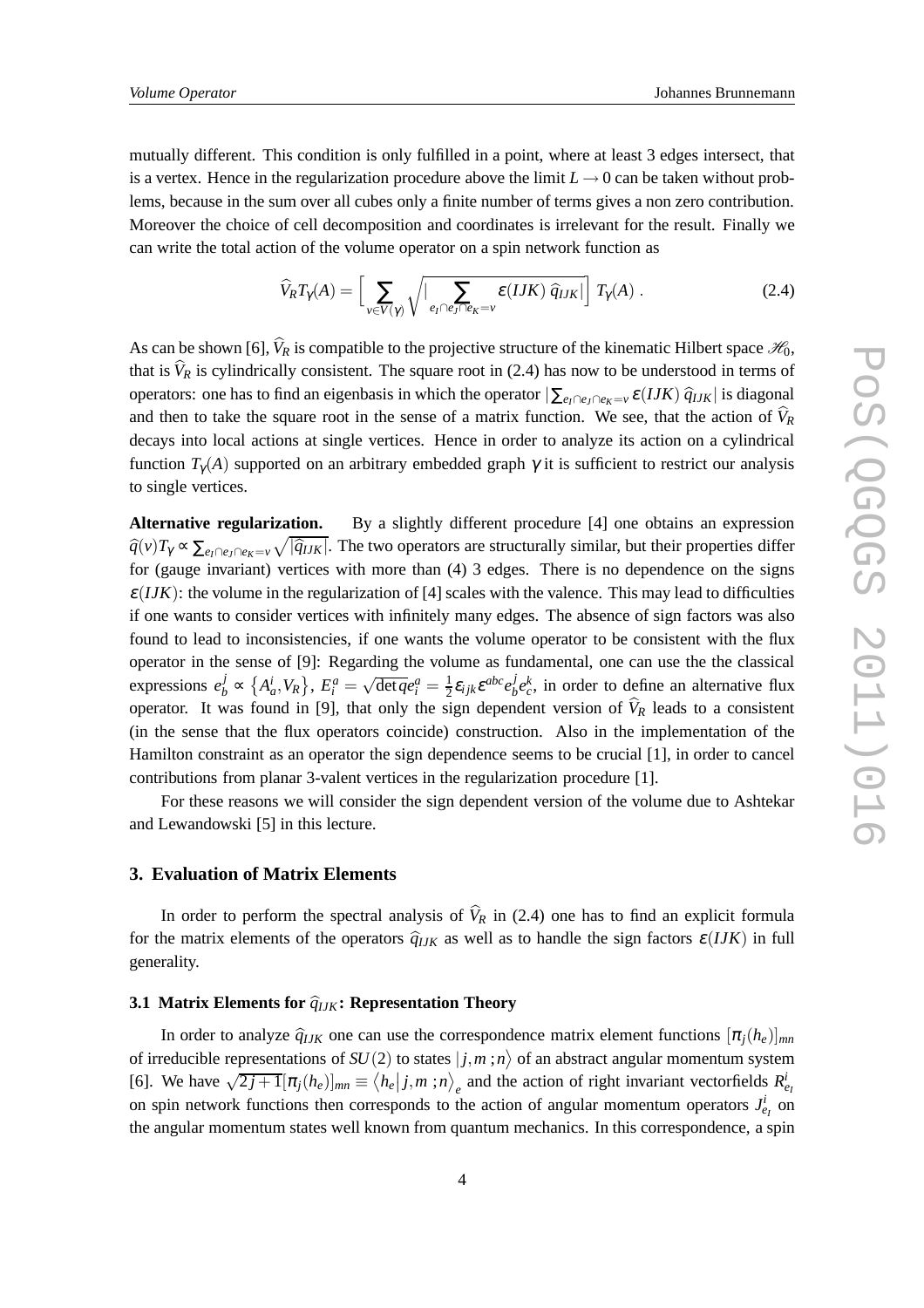mutually different. This condition is only fulfilled in a point, where at least 3 edges intersect, that is a vertex. Hence in the regularization procedure above the limit $L \to 0$ can be taken without problems, because in the sum over all cubes only a finite number of terms gives a non zero contribution. Moreover the choice of cell decomposition and coordinates is irrelevant for the result. Finally we can write the total action of the volume operator on a spin network function as

$$\widehat{V}_R T_\gamma(A) = \Big[ \sum_{v \in V(\gamma)} \sqrt{\Big| \sum_{e_I \cap e_J \cap e_K = v} \varepsilon(IJK)\, \widehat{q}_{IJK} \Big|} \,\Big]\; T_\gamma(A)\,. \tag{2.4}$$

As can be shown [6], $\widehat{V}_R$ is compatible to the projective structure of the kinematic Hilbert space $\mathscr{H}_0$, that is $\widehat{V}_R$ is cylindrically consistent. The square root in (2.4) has now to be understood in terms of operators: one has to find an eigenbasis in which the operator $|\sum_{e_I \cap e_J \cap e_K = v} \varepsilon(IJK)\, \widehat{q}_{IJK}|$ is diagonal and then to take the square root in the sense of a matrix function. We see, that the action of $\widehat{V}_R$ decays into local actions at single vertices. Hence in order to analyze its action on a cylindrical function $T_\gamma(A)$ supported on an arbitrary embedded graph $\gamma$ it is sufficient to restrict our analysis to single vertices.

**Alternative regularization.** By a slightly different procedure [4] one obtains an expression $\widehat{q}(v) T_\gamma \propto \sum_{e_I \cap e_J \cap e_K = v} \sqrt{|\widehat{q}_{IJK}|}$. The two operators are structurally similar, but their properties differ for (gauge invariant) vertices with more than (4) 3 edges. There is no dependence on the signs $\varepsilon(IJK)$: the volume in the regularization of [4] scales with the valence. This may lead to difficulties if one wants to consider vertices with infinitely many edges. The absence of sign factors was also found to lead to inconsistencies, if one wants the volume operator to be consistent with the flux operator in the sense of [9]: Regarding the volume as fundamental, one can use the the classical expressions $e^j_b \propto \{A^i_a, V_R\}$, $E^a_i = \sqrt{\det q}\, e^a_i = \frac{1}{2} \varepsilon_{ijk} \varepsilon^{abc} e^j_b e^k_c$, in order to define an alternative flux operator. It was found in [9], that only the sign dependent version of $\widehat{V}_R$ leads to a consistent (in the sense that the flux operators coincide) construction. Also in the implementation of the Hamilton constraint as an operator the sign dependence seems to be crucial [1], in order to cancel contributions from planar 3-valent vertices in the regularization procedure [1].

For these reasons we will consider the sign dependent version of the volume due to Ashtekar and Lewandowski [5] in this lecture.

## 3. Evaluation of Matrix Elements

In order to perform the spectral analysis of $\widehat{V}_R$ in (2.4) one has to find an explicit formula for the matrix elements of the operators $\widehat{q}_{IJK}$ as well as to handle the sign factors $\varepsilon(IJK)$ in full generality.

### 3.1 Matrix Elements for $\widehat{q}_{IJK}$: Representation Theory

In order to analyze $\widehat{q}_{IJK}$ one can use the correspondence matrix element functions $[\pi_j(h_e)]_{mn}$ of irreducible representations of $SU(2)$ to states $|j, m\,; n\rangle$ of an abstract angular momentum system [6]. We have $\sqrt{2j+1}[\pi_j(h_e)]_{mn} \equiv \langle h_e | j, m\,; n \rangle_e$ and the action of right invariant vectorfields $R^i_{e_I}$ on spin network functions then corresponds to the action of angular momentum operators $J^i_{e_I}$ on the angular momentum states well known from quantum mechanics. In this correspondence, a spin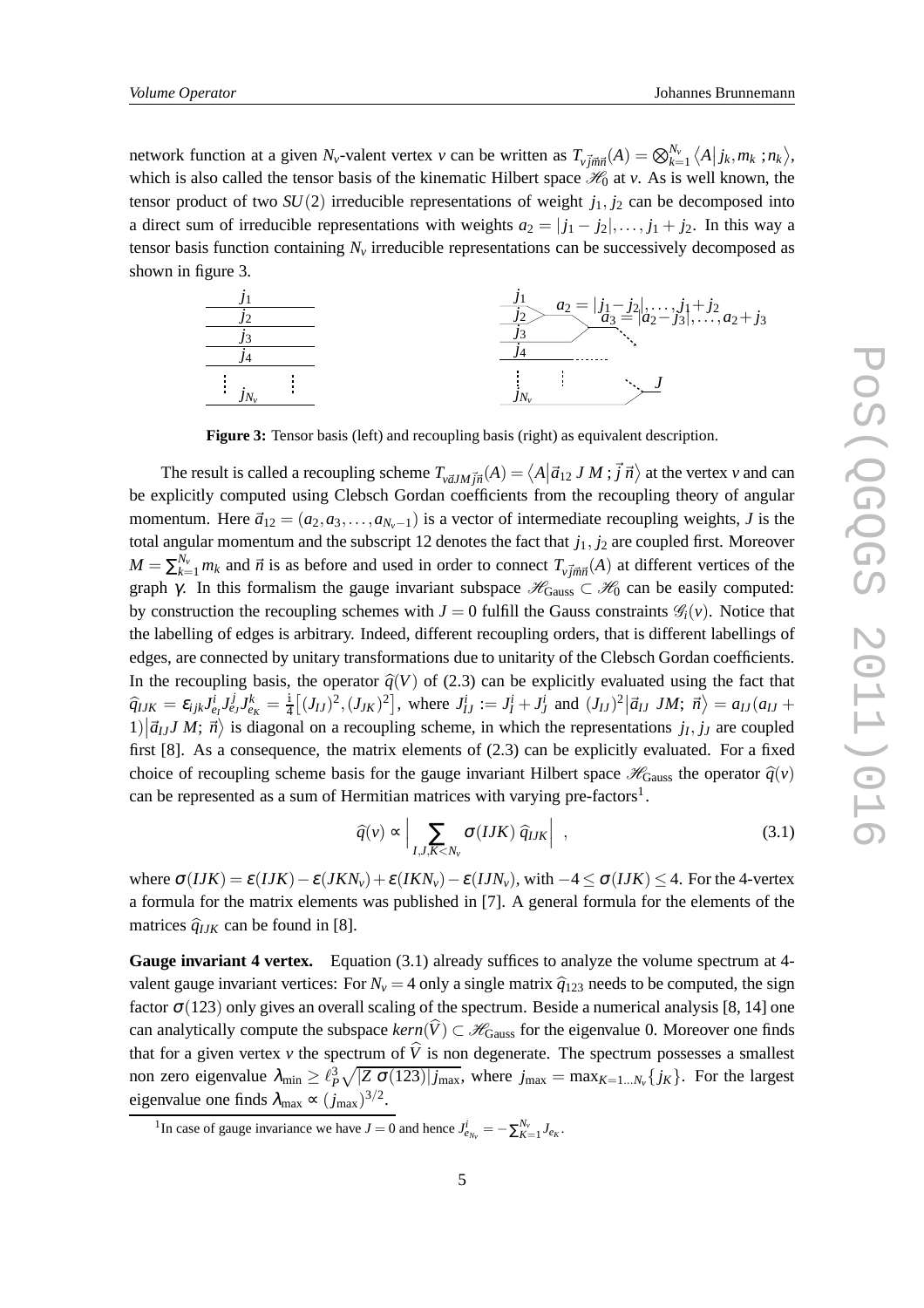network function at a given $N_v$-valent vertex $v$ can be written as $T_{v\vec{j}\vec{m}\vec{n}}(A) = \bigotimes_{k=1}^{N_v} \langle A | j_k, m_k ; n_k \rangle$, which is also called the tensor basis of the kinematic Hilbert space $\mathscr{H}_0$ at $v$. As is well known, the tensor product of two $SU(2)$ irreducible representations of weight $j_1, j_2$ can be decomposed into a direct sum of irreducible representations with weights $a_2 = |j_1 - j_2|, \ldots, j_1 + j_2$. In this way a tensor basis function containing $N_v$ irreducible representations can be successively decomposed as shown in figure 3.

**Figure 3:** Tensor basis (left) and recoupling basis (right) as equivalent description.

The result is called a recoupling scheme $T_{v\vec{a}JM\vec{j}\vec{n}}(A) = \langle A | \vec{a}_{12}\; J\; M\; ; \vec{j}\; \vec{n} \rangle$ at the vertex $v$ and can be explicitly computed using Clebsch Gordan coefficients from the recoupling theory of angular momentum. Here $\vec{a}_{12} = (a_2, a_3, \ldots, a_{N_v-1})$ is a vector of intermediate recoupling weights, $J$ is the total angular momentum and the subscript 12 denotes the fact that $j_1, j_2$ are coupled first. Moreover $M = \sum_{k=1}^{N_v} m_k$ and $\vec{n}$ is as before and used in order to connect $T_{v\vec{j}\vec{m}\vec{n}}(A)$ at different vertices of the graph $\gamma$. In this formalism the gauge invariant subspace $\mathscr{H}_{\text{Gauss}} \subset \mathscr{H}_0$ can be easily computed: by construction the recoupling schemes with $J = 0$ fulfill the Gauss constraints $\mathscr{G}_i(v)$. Notice that the labelling of edges is arbitrary. Indeed, different recoupling orders, that is different labellings of edges, are connected by unitary transformations due to unitarity of the Clebsch Gordan coefficients. In the recoupling basis, the operator $\widehat{q}(V)$ of (2.3) can be explicitly evaluated using the fact that $\widehat{q}_{IJK} = \varepsilon_{ijk} J^i_{e_I} J^j_{e_J} J^k_{e_K} = \frac{i}{4}\big[(J_{IJ})^2, (J_{JK})^2\big]$, where $J^i_{IJ} := J^i_I + J^i_J$ and $(J_{IJ})^2 \big|\vec{a}_{IJ}\; JM;\; \vec{n}\big\rangle = a_{IJ}(a_{IJ}+1)\big|\vec{a}_{IJ} J\; M;\; \vec{n}\big\rangle$ is diagonal on a recoupling scheme, in which the representations $j_I, j_J$ are coupled first [8]. As a consequence, the matrix elements of (2.3) can be explicitly evaluated. For a fixed choice of recoupling scheme basis for the gauge invariant Hilbert space $\mathscr{H}_{\text{Gauss}}$ the operator $\widehat{q}(v)$ can be represented as a sum of Hermitian matrices with varying pre-factors[1].

$$\widehat{q}(v) \propto \Big| \sum_{I,J,K<N_v} \sigma(IJK)\; \widehat{q}_{IJK} \Big| \quad , \tag{3.1}$$

where $\sigma(IJK) = \varepsilon(IJK) - \varepsilon(JKN_v) + \varepsilon(IKN_v) - \varepsilon(IJN_v)$, with $-4 \leq \sigma(IJK) \leq 4$. For the 4-vertex a formula for the matrix elements was published in [7]. A general formula for the elements of the matrices $\widehat{q}_{IJK}$ can be found in [8].

**Gauge invariant 4 vertex.** Equation (3.1) already suffices to analyze the volume spectrum at 4-valent gauge invariant vertices: For $N_v = 4$ only a single matrix $\widehat{q}_{123}$ needs to be computed, the sign factor $\sigma(123)$ only gives an overall scaling of the spectrum. Beside a numerical analysis [8, 14] one can analytically compute the subspace $kern(\widehat{V}) \subset \mathscr{H}_{\text{Gauss}}$ for the eigenvalue 0. Moreover one finds that for a given vertex $v$ the spectrum of $\widehat{V}$ is non degenerate. The spectrum possesses a smallest non zero eigenvalue $\lambda_{\min} \geq \ell_P^3 \sqrt{|Z\; \sigma(123)|\, j_{\max}}$, where $j_{\max} = \max_{K=1\ldots N_v}\{j_K\}$. For the largest eigenvalue one finds $\lambda_{\max} \propto (j_{\max})^{3/2}$.

[1] In case of gauge invariance we have $J = 0$ and hence $J^i_{e_{N_v}} = -\sum_{K=1}^{N_v} J_{e_K}$.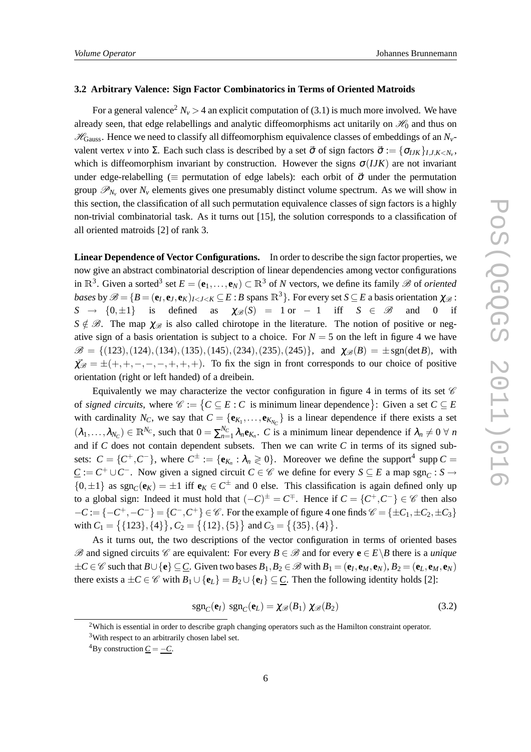### 3.2 Arbitrary Valence: Sign Factor Combinatorics in Terms of Oriented Matroids

For a general valence[2] $N_v > 4$ an explicit computation of (3.1) is much more involved. We have already seen, that edge relabellings and analytic diffeomorphisms act unitarily on $\mathscr{H}_0$ and thus on $\mathscr{H}_{\text{Gauss}}$. Hence we need to classify all diffeomorphism equivalence classes of embeddings of an $N_v$-valent vertex $v$ into $\Sigma$. Each such class is described by a set $\vec{\sigma}$ of sign factors $\vec{\sigma} := \{\sigma_{IJK}\}_{I,J,K<N_v}$, which is diffeomorphism invariant by construction. However the signs $\sigma(IJK)$ are not invariant under edge-relabelling ($\equiv$ permutation of edge labels): each orbit of $\vec{\sigma}$ under the permutation group $\mathscr{P}_{N_v}$ over $N_v$ elements gives one presumably distinct volume spectrum. As we will show in this section, the classification of all such permutation equivalence classes of sign factors is a highly non-trivial combinatorial task. As it turns out [15], the solution corresponds to a classification of all oriented matroids [2] of rank 3.

**Linear Dependence of Vector Configurations.** In order to describe the sign factor properties, we now give an abstract combinatorial description of linear dependencies among vector configurations in $\mathbb{R}^3$. Given a sorted[3] set $E = (\mathbf{e}_1, \ldots, \mathbf{e}_N) \subset \mathbb{R}^3$ of $N$ vectors, we define its family $\mathscr{B}$ of *oriented bases* by $\mathscr{B} = \{B = (\mathbf{e}_I, \mathbf{e}_J, \mathbf{e}_K)_{I<J<K} \subseteq E : B \text{ spans } \mathbb{R}^3\}$. For every set $S \subseteq E$ a basis orientation $\chi_{\mathscr{B}} : S \rightarrow \{0, \pm 1\}$ is defined as $\chi_{\mathscr{B}}(S) = 1$ or $-1$ iff $S \in \mathscr{B}$ and $0$ if $S \notin \mathscr{B}$. The map $\chi_{\mathscr{B}}$ is also called chirotope in the literature. The notion of positive or negative sign of a basis orientation is subject to a choice. For $N = 5$ on the left in figure 4 we have $\mathscr{B} = \{(123), (124), (134), (135), (145), (234), (235), (245)\}$, and $\chi_{\mathscr{B}}(B) = \pm \operatorname{sgn}(\det B)$, with $\vec{\chi_{\mathscr{B}}} = \pm(+,+,-,-,-,+,+,+)$. To fix the sign in front corresponds to our choice of positive orientation (right or left handed) of a dreibein.

Equivalently we may characterize the vector configuration in figure 4 in terms of its set $\mathscr{C}$ of *signed circuits*, where $\mathscr{C} := \big\{C \subseteq E : C \text{ is minimum linear dependence}\big\}$: Given a set $C \subseteq E$ with cardinality $N_C$, we say that $C = \{\mathbf{e}_{K_1}, \ldots, \mathbf{e}_{K_{N_C}}\}$ is a linear dependence if there exists a set $(\lambda_1, \ldots, \lambda_{N_C}) \in \mathbb{R}^{N_C}$, such that $0 = \sum_{n=1}^{N_C} \lambda_n \mathbf{e}_{K_n}$. $C$ is a minimum linear dependence if $\lambda_n \neq 0 \;\forall\, n$ and if $C$ does not contain dependent subsets. Then we can write $C$ in terms of its signed subsets: $C = \{C^+, C^-\}$, where $C^\pm := \{\mathbf{e}_{K_n} : \lambda_n \gtrless 0\}$. Moreover we define the support[4] $\operatorname{supp} C = \underline{C} := C^+ \cup C^-$. Now given a signed circuit $C \in \mathscr{C}$ we define for every $S \subseteq E$ a map $\operatorname{sgn}_C : S \rightarrow \{0, \pm 1\}$ as $\operatorname{sgn}_C(\mathbf{e}_K) = \pm 1$ iff $\mathbf{e}_K \in C^\pm$ and 0 else. This classification is again defined only up to a global sign: Indeed it must hold that $(-C)^\pm = C^\mp$. Hence if $C = \{C^+, C^-\} \in \mathscr{C}$ then also $-C := \{-C^+, -C^-\} = \{C^-, C^+\} \in \mathscr{C}$. For the example of figure 4 one finds $\mathscr{C} = \{\pm C_1, \pm C_2, \pm C_3\}$ with $C_1 = \big\{\{123\}, \{4\}\big\}$, $C_2 = \big\{\{12\}, \{5\}\big\}$ and $C_3 = \big\{\{35\}, \{4\}\big\}$.

As it turns out, the two descriptions of the vector configuration in terms of oriented bases $\mathscr{B}$ and signed circuits $\mathscr{C}$ are equivalent: For every $B \in \mathscr{B}$ and for every $\mathbf{e} \in E \backslash B$ there is a *unique* $\pm C \in \mathscr{C}$ such that $B \cup \{\mathbf{e}\} \subseteq \underline{C}$. Given two bases $B_1, B_2 \in \mathscr{B}$ with $B_1 = (\mathbf{e}_I, \mathbf{e}_M, \mathbf{e}_N)$, $B_2 = (\mathbf{e}_L, \mathbf{e}_M, \mathbf{e}_N)$ there exists a $\pm C \in \mathscr{C}$ with $B_1 \cup \{\mathbf{e}_L\} = B_2 \cup \{\mathbf{e}_I\} \subseteq \underline{C}$. Then the following identity holds [2]:

$$\operatorname{sgn}_C(\mathbf{e}_I)\ \operatorname{sgn}_C(\mathbf{e}_L) = \chi_{\mathscr{B}}(B_1)\ \chi_{\mathscr{B}}(B_2) \tag{3.2}$$

---

[2] Which is essential in order to describe graph changing operators such as the Hamilton constraint operator.

[3] With respect to an arbitrarily chosen label set.

[4] By construction $\underline{C} = \underline{-C}$.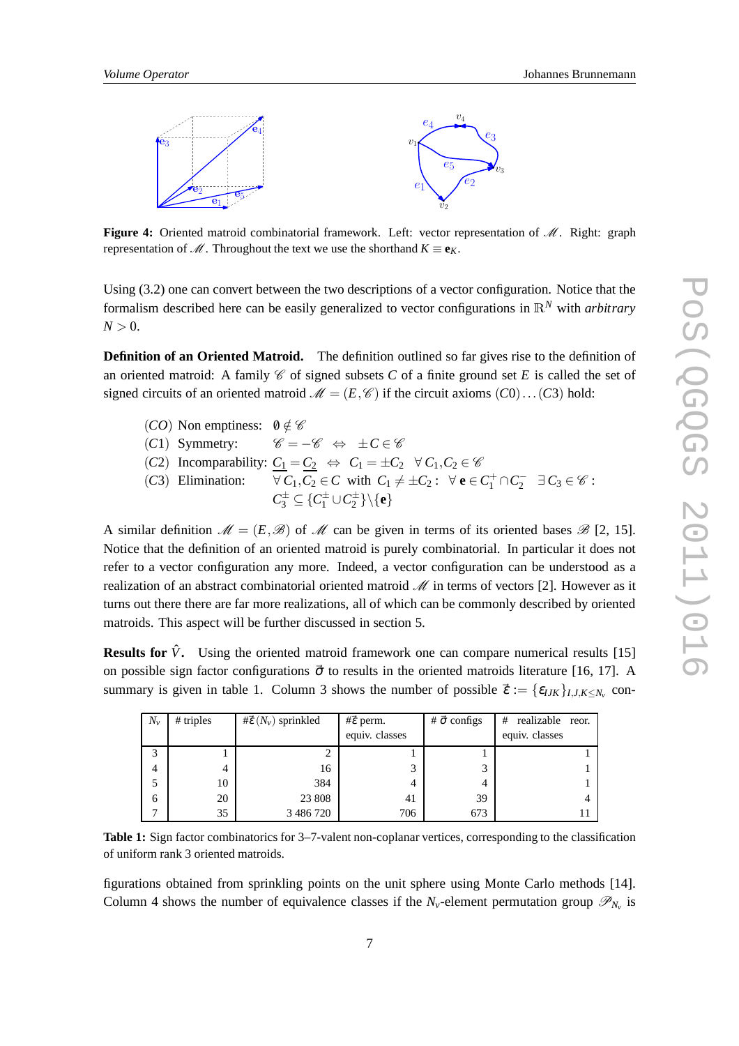**Figure 4:** Oriented matroid combinatorial framework. Left: vector representation of $\mathscr{M}$. Right: graph representation of $\mathscr{M}$. Throughout the text we use the shorthand $K \equiv \mathbf{e}_K$.

Using (3.2) one can convert between the two descriptions of a vector configuration. Notice that the formalism described here can be easily generalized to vector configurations in $\mathbb{R}^N$ with *arbitrary* $N > 0$.

**Definition of an Oriented Matroid.** The definition outlined so far gives rise to the definition of an oriented matroid: A family $\mathscr{C}$ of signed subsets $C$ of a finite ground set $E$ is called the set of signed circuits of an oriented matroid $\mathscr{M} = (E, \mathscr{C})$ if the circuit axioms $(C0)\ldots(C3)$ hold:

$(CO)$ Non emptiness: $\emptyset \notin \mathscr{C}$

$(C1)$ Symmetry: $\mathscr{C} = -\mathscr{C} \;\Leftrightarrow\; \pm C \in \mathscr{C}$

$(C2)$ Incomparability: $\underline{C_1} = \underline{C_2} \;\Leftrightarrow\; C_1 = \pm C_2 \quad \forall\, C_1, C_2 \in \mathscr{C}$

$(C3)$ Elimination: $\forall\, C_1, C_2 \in C$ with $C_1 \neq \pm C_2$ : $\forall\, \mathbf{e} \in C_1^+ \cap C_2^- \;\; \exists\, C_3 \in \mathscr{C}$ : $C_3^\pm \subseteq \{C_1^\pm \cup C_2^\pm\} \setminus \{\mathbf{e}\}$

A similar definition $\mathscr{M} = (E, \mathscr{B})$ of $\mathscr{M}$ can be given in terms of its oriented bases $\mathscr{B}$ [2, 15]. Notice that the definition of an oriented matroid is purely combinatorial. In particular it does not refer to a vector configuration any more. Indeed, a vector configuration can be understood as a realization of an abstract combinatorial oriented matroid $\mathscr{M}$ in terms of vectors [2]. However as it turns out there there are far more realizations, all of which can be commonly described by oriented matroids. This aspect will be further discussed in section 5.

**Results for $\hat{V}$.** Using the oriented matroid framework one can compare numerical results [15] on possible sign factor configurations $\vec{\sigma}$ to results in the oriented matroids literature [16, 17]. A summary is given in table 1. Column 3 shows the number of possible $\vec{\varepsilon} := \{\varepsilon_{IJK}\}_{I,J,K \leq N_v}$ configurations obtained from sprinkling points on the unit sphere using Monte Carlo methods [14]. Column 4 shows the number of equivalence classes if the $N_v$-element permutation group $\mathscr{P}_{N_v}$ is

| $N_v$ | # triples | $\#\vec{\varepsilon}\,(N_v)$ sprinkled | $\#\vec{\varepsilon}$ perm. equiv. classes | # $\vec{\sigma}$ configs | # realizable reor. equiv. classes |
|---|---|---|---|---|---|
| 3 | 1 | 2 | 1 | 1 | 1 |
| 4 | 4 | 16 | 3 | 3 | 1 |
| 5 | 10 | 384 | 4 | 4 | 1 |
| 6 | 20 | 23 808 | 41 | 39 | 4 |
| 7 | 35 | 3 486 720 | 706 | 673 | 11 |

**Table 1:** Sign factor combinatorics for 3–7-valent non-coplanar vertices, corresponding to the classification of uniform rank 3 oriented matroids.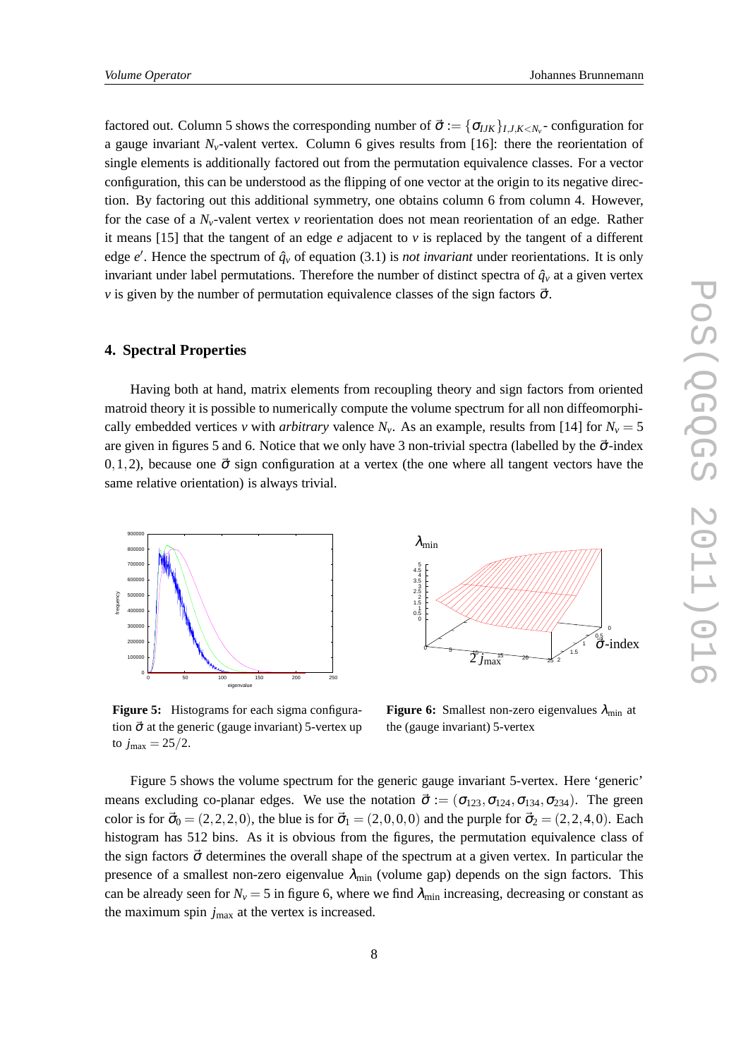factored out. Column 5 shows the corresponding number of $\vec{\sigma} := \{\sigma_{IJK}\}_{I,J,K<N_v}$- configuration for a gauge invariant $N_v$-valent vertex. Column 6 gives results from [16]: there the reorientation of single elements is additionally factored out from the permutation equivalence classes. For a vector configuration, this can be understood as the flipping of one vector at the origin to its negative direction. By factoring out this additional symmetry, one obtains column 6 from column 4. However, for the case of a $N_v$-valent vertex $v$ reorientation does not mean reorientation of an edge. Rather it means [15] that the tangent of an edge $e$ adjacent to $v$ is replaced by the tangent of a different edge $e'$. Hence the spectrum of $\hat{q}_v$ of equation (3.1) is *not invariant* under reorientations. It is only invariant under label permutations. Therefore the number of distinct spectra of $\hat{q}_v$ at a given vertex $v$ is given by the number of permutation equivalence classes of the sign factors $\vec{\sigma}$.

## 4. Spectral Properties

Having both at hand, matrix elements from recoupling theory and sign factors from oriented matroid theory it is possible to numerically compute the volume spectrum for all non diffeomorphically embedded vertices $v$ with *arbitrary* valence $N_v$. As an example, results from [14] for $N_v = 5$ are given in figures 5 and 6. Notice that we only have 3 non-trivial spectra (labelled by the $\vec{\sigma}$-index $0,1,2$), because one $\vec{\sigma}$ sign configuration at a vertex (the one where all tangent vectors have the same relative orientation) is always trivial.

**Figure 5:** Histograms for each sigma configuration $\vec{\sigma}$ at the generic (gauge invariant) 5-vertex up to $j_{\max} = 25/2$.

**Figure 6:** Smallest non-zero eigenvalues $\lambda_{\min}$ at the (gauge invariant) 5-vertex

Figure 5 shows the volume spectrum for the generic gauge invariant 5-vertex. Here 'generic' means excluding co-planar edges. We use the notation $\vec{\sigma} := (\sigma_{123}, \sigma_{124}, \sigma_{134}, \sigma_{234})$. The green color is for $\vec{\sigma}_0 = (2,2,2,0)$, the blue is for $\vec{\sigma}_1 = (2,0,0,0)$ and the purple for $\vec{\sigma}_2 = (2,2,4,0)$. Each histogram has 512 bins. As it is obvious from the figures, the permutation equivalence class of the sign factors $\vec{\sigma}$ determines the overall shape of the spectrum at a given vertex. In particular the presence of a smallest non-zero eigenvalue $\lambda_{\min}$ (volume gap) depends on the sign factors. This can be already seen for $N_v = 5$ in figure 6, where we find $\lambda_{\min}$ increasing, decreasing or constant as the maximum spin $j_{\max}$ at the vertex is increased.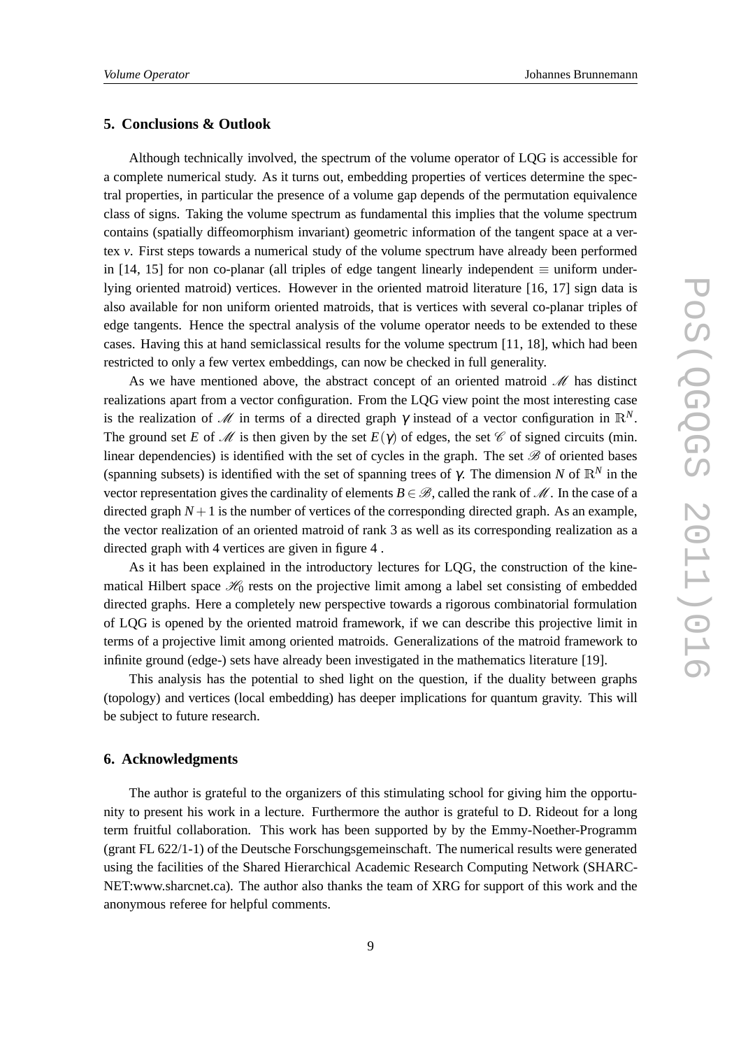## 5. Conclusions & Outlook

Although technically involved, the spectrum of the volume operator of LQG is accessible for a complete numerical study. As it turns out, embedding properties of vertices determine the spectral properties, in particular the presence of a volume gap depends of the permutation equivalence class of signs. Taking the volume spectrum as fundamental this implies that the volume spectrum contains (spatially diffeomorphism invariant) geometric information of the tangent space at a vertex $v$. First steps towards a numerical study of the volume spectrum have already been performed in [14, 15] for non co-planar (all triples of edge tangent linearly independent $\equiv$ uniform underlying oriented matroid) vertices. However in the oriented matroid literature [16, 17] sign data is also available for non uniform oriented matroids, that is vertices with several co-planar triples of edge tangents. Hence the spectral analysis of the volume operator needs to be extended to these cases. Having this at hand semiclassical results for the volume spectrum [11, 18], which had been restricted to only a few vertex embeddings, can now be checked in full generality.

As we have mentioned above, the abstract concept of an oriented matroid $\mathscr{M}$ has distinct realizations apart from a vector configuration. From the LQG view point the most interesting case is the realization of $\mathscr{M}$ in terms of a directed graph $\gamma$ instead of a vector configuration in $\mathbb{R}^N$. The ground set $E$ of $\mathscr{M}$ is then given by the set $E(\gamma)$ of edges, the set $\mathscr{C}$ of signed circuits (min. linear dependencies) is identified with the set of cycles in the graph. The set $\mathscr{B}$ of oriented bases (spanning subsets) is identified with the set of spanning trees of $\gamma$. The dimension $N$ of $\mathbb{R}^N$ in the vector representation gives the cardinality of elements $B \in \mathscr{B}$, called the rank of $\mathscr{M}$. In the case of a directed graph $N+1$ is the number of vertices of the corresponding directed graph. As an example, the vector realization of an oriented matroid of rank 3 as well as its corresponding realization as a directed graph with 4 vertices are given in figure 4 .

As it has been explained in the introductory lectures for LQG, the construction of the kinematical Hilbert space $\mathscr{H}_0$ rests on the projective limit among a label set consisting of embedded directed graphs. Here a completely new perspective towards a rigorous combinatorial formulation of LQG is opened by the oriented matroid framework, if we can describe this projective limit in terms of a projective limit among oriented matroids. Generalizations of the matroid framework to infinite ground (edge-) sets have already been investigated in the mathematics literature [19].

This analysis has the potential to shed light on the question, if the duality between graphs (topology) and vertices (local embedding) has deeper implications for quantum gravity. This will be subject to future research.

## 6. Acknowledgments

The author is grateful to the organizers of this stimulating school for giving him the opportunity to present his work in a lecture. Furthermore the author is grateful to D. Rideout for a long term fruitful collaboration. This work has been supported by by the Emmy-Noether-Programm (grant FL 622/1-1) of the Deutsche Forschungsgemeinschaft. The numerical results were generated using the facilities of the Shared Hierarchical Academic Research Computing Network (SHARCNET:www.sharcnet.ca). The author also thanks the team of XRG for support of this work and the anonymous referee for helpful comments.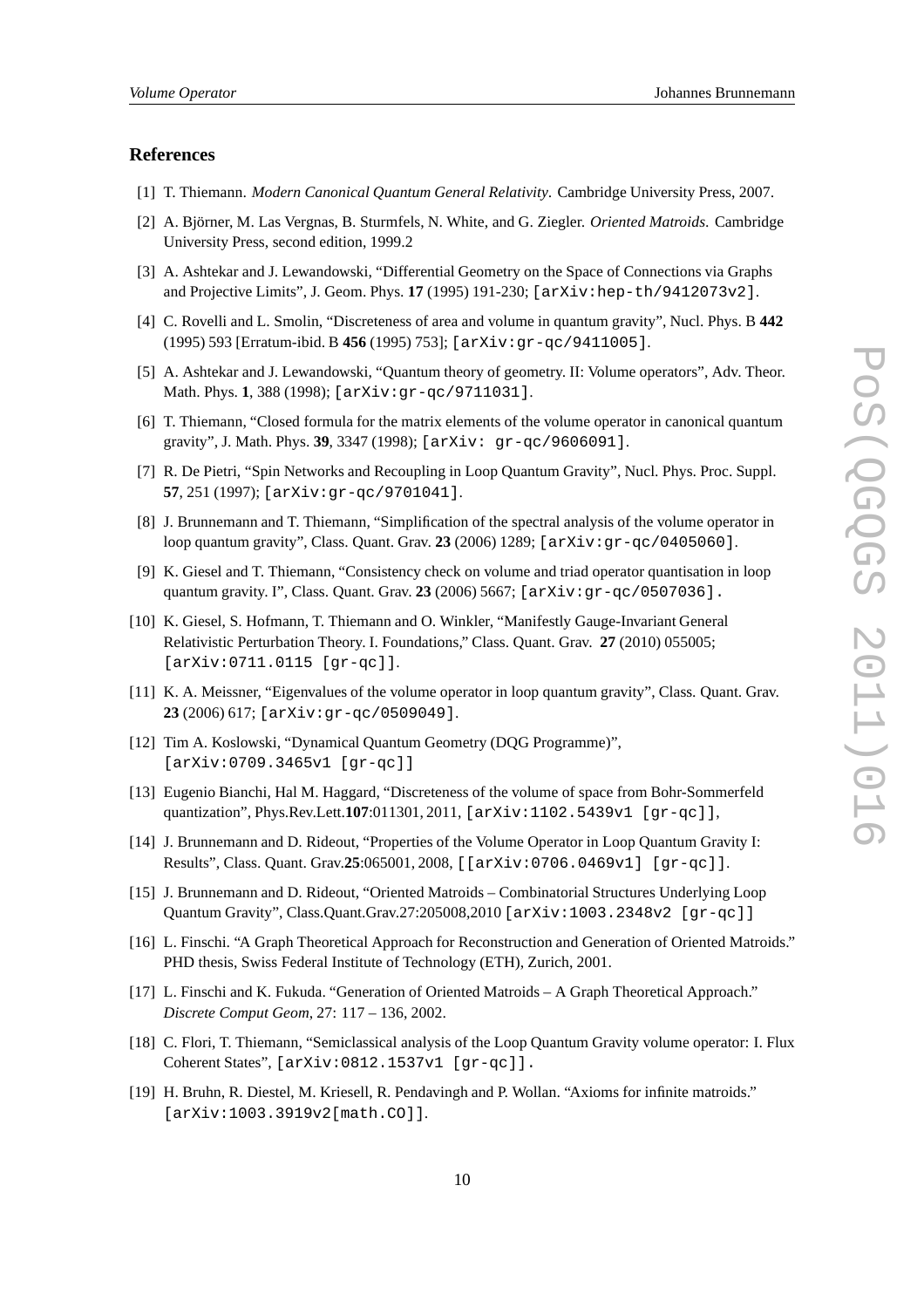## References

[1] T. Thiemann. *Modern Canonical Quantum General Relativity*. Cambridge University Press, 2007.

[2] A. Björner, M. Las Vergnas, B. Sturmfels, N. White, and G. Ziegler. *Oriented Matroids*. Cambridge University Press, second edition, 1999.2

[3] A. Ashtekar and J. Lewandowski, "Differential Geometry on the Space of Connections via Graphs and Projective Limits", J. Geom. Phys. **17** (1995) 191-230; [arXiv:hep-th/9412073v2].

[4] C. Rovelli and L. Smolin, "Discreteness of area and volume in quantum gravity", Nucl. Phys. B **442** (1995) 593 [Erratum-ibid. B **456** (1995) 753]; [arXiv:gr-qc/9411005].

[5] A. Ashtekar and J. Lewandowski, "Quantum theory of geometry. II: Volume operators", Adv. Theor. Math. Phys. **1**, 388 (1998); [arXiv:gr-qc/9711031].

[6] T. Thiemann, "Closed formula for the matrix elements of the volume operator in canonical quantum gravity", J. Math. Phys. **39**, 3347 (1998); [arXiv: gr-qc/9606091].

[7] R. De Pietri, "Spin Networks and Recoupling in Loop Quantum Gravity", Nucl. Phys. Proc. Suppl. **57**, 251 (1997); [arXiv:gr-qc/9701041].

[8] J. Brunnemann and T. Thiemann, "Simplification of the spectral analysis of the volume operator in loop quantum gravity", Class. Quant. Grav. **23** (2006) 1289; [arXiv:gr-qc/0405060].

[9] K. Giesel and T. Thiemann, "Consistency check on volume and triad operator quantisation in loop quantum gravity. I", Class. Quant. Grav. **23** (2006) 5667; [arXiv:gr-qc/0507036].

[10] K. Giesel, S. Hofmann, T. Thiemann and O. Winkler, "Manifestly Gauge-Invariant General Relativistic Perturbation Theory. I. Foundations," Class. Quant. Grav. **27** (2010) 055005; [arXiv:0711.0115 [gr-qc]].

[11] K. A. Meissner, "Eigenvalues of the volume operator in loop quantum gravity", Class. Quant. Grav. **23** (2006) 617; [arXiv:gr-qc/0509049].

[12] Tim A. Koslowski, "Dynamical Quantum Geometry (DQG Programme)", [arXiv:0709.3465v1 [gr-qc]]

[13] Eugenio Bianchi, Hal M. Haggard, "Discreteness of the volume of space from Bohr-Sommerfeld quantization", Phys.Rev.Lett.**107**:011301, 2011, [arXiv:1102.5439v1 [gr-qc]],

[14] J. Brunnemann and D. Rideout, "Properties of the Volume Operator in Loop Quantum Gravity I: Results", Class. Quant. Grav.**25**:065001, 2008, [[arXiv:0706.0469v1] [gr-qc]].

[15] J. Brunnemann and D. Rideout, "Oriented Matroids – Combinatorial Structures Underlying Loop Quantum Gravity", Class.Quant.Grav.27:205008,2010 [arXiv:1003.2348v2 [gr-qc]]

[16] L. Finschi. "A Graph Theoretical Approach for Reconstruction and Generation of Oriented Matroids." PHD thesis, Swiss Federal Institute of Technology (ETH), Zurich, 2001.

[17] L. Finschi and K. Fukuda. "Generation of Oriented Matroids – A Graph Theoretical Approach." *Discrete Comput Geom*, 27: 117 – 136, 2002.

[18] C. Flori, T. Thiemann, "Semiclassical analysis of the Loop Quantum Gravity volume operator: I. Flux Coherent States", [arXiv:0812.1537v1 [gr-qc]].

[19] H. Bruhn, R. Diestel, M. Kriesell, R. Pendavingh and P. Wollan. "Axioms for infinite matroids." [arXiv:1003.3919v2[math.CO]].